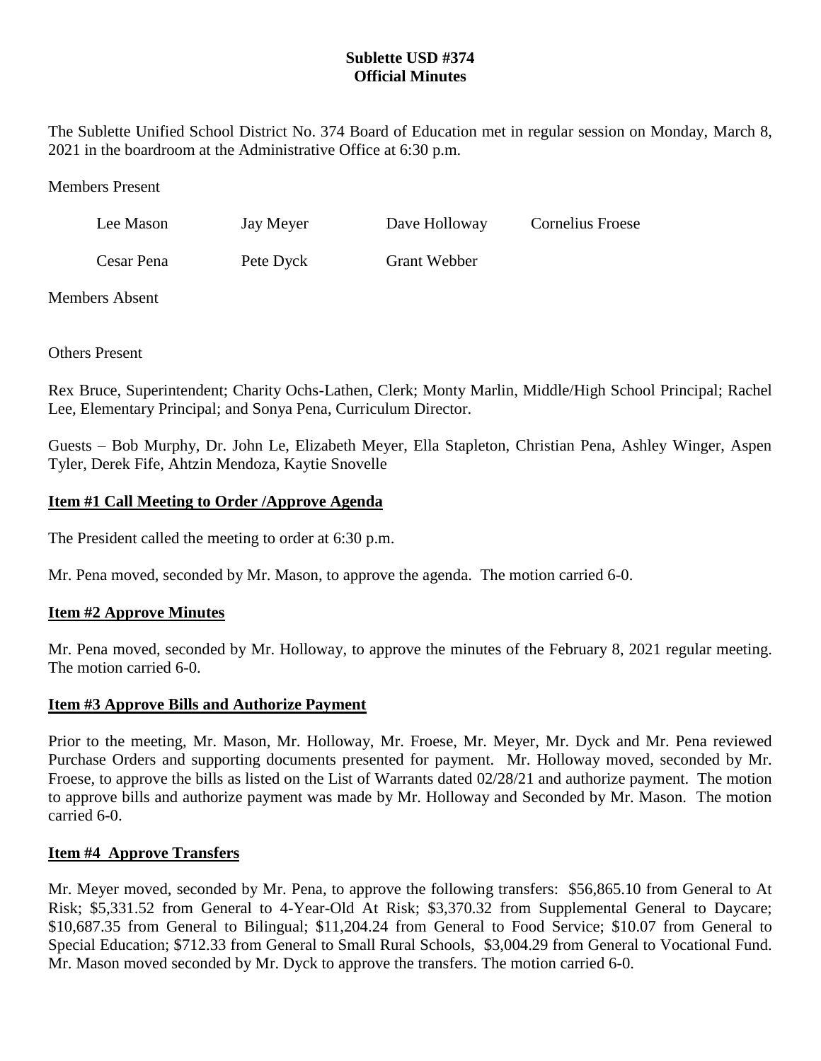**Sublette USD #374**
**Official Minutes**

The Sublette Unified School District No. 374 Board of Education met in regular session on Monday, March 8, 2021 in the boardroom at the Administrative Office at 6:30 p.m.

Members Present

| | | | |
|---|---|---|---|
| Lee Mason | Jay Meyer | Dave Holloway | Cornelius Froese |
| Cesar Pena | Pete Dyck | Grant Webber | |

Members Absent

Others Present

Rex Bruce, Superintendent; Charity Ochs-Lathen, Clerk; Monty Marlin, Middle/High School Principal; Rachel Lee, Elementary Principal; and Sonya Pena, Curriculum Director.

Guests – Bob Murphy, Dr. John Le, Elizabeth Meyer, Ella Stapleton, Christian Pena, Ashley Winger, Aspen Tyler, Derek Fife, Ahtzin Mendoza, Kaytie Snovelle

**Item #1 Call Meeting to Order /Approve Agenda**

The President called the meeting to order at 6:30 p.m.

Mr. Pena moved, seconded by Mr. Mason, to approve the agenda. The motion carried 6-0.

**Item #2 Approve Minutes**

Mr. Pena moved, seconded by Mr. Holloway, to approve the minutes of the February 8, 2021 regular meeting. The motion carried 6-0.

**Item #3 Approve Bills and Authorize Payment**

Prior to the meeting, Mr. Mason, Mr. Holloway, Mr. Froese, Mr. Meyer, Mr. Dyck and Mr. Pena reviewed Purchase Orders and supporting documents presented for payment. Mr. Holloway moved, seconded by Mr. Froese, to approve the bills as listed on the List of Warrants dated 02/28/21 and authorize payment. The motion to approve bills and authorize payment was made by Mr. Holloway and Seconded by Mr. Mason. The motion carried 6-0.

**Item #4 Approve Transfers**

Mr. Meyer moved, seconded by Mr. Pena, to approve the following transfers: $56,865.10 from General to At Risk; $5,331.52 from General to 4-Year-Old At Risk; $3,370.32 from Supplemental General to Daycare; $10,687.35 from General to Bilingual; $11,204.24 from General to Food Service; $10.07 from General to Special Education; $712.33 from General to Small Rural Schools, $3,004.29 from General to Vocational Fund. Mr. Mason moved seconded by Mr. Dyck to approve the transfers. The motion carried 6-0.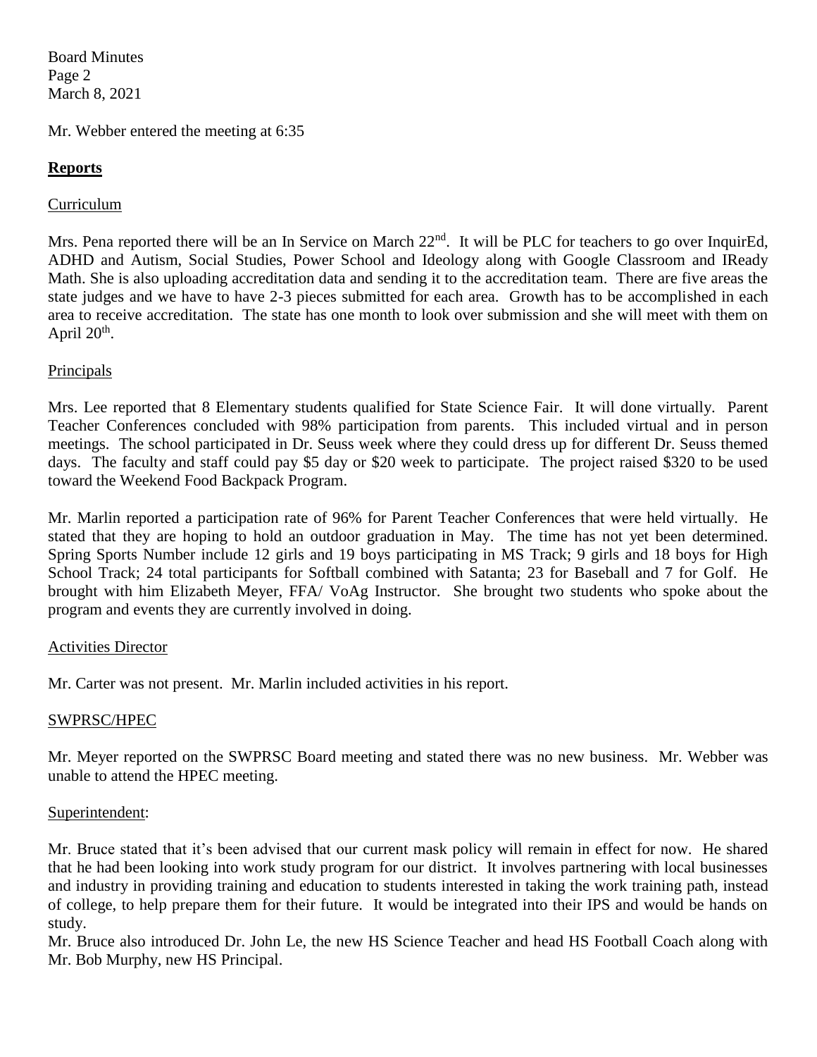Mr. Webber entered the meeting at 6:35

## **Reports**

Curriculum

Mrs. Pena reported there will be an In Service on March 22nd. It will be PLC for teachers to go over InquirEd, ADHD and Autism, Social Studies, Power School and Ideology along with Google Classroom and IReady Math. She is also uploading accreditation data and sending it to the accreditation team. There are five areas the state judges and we have to have 2-3 pieces submitted for each area. Growth has to be accomplished in each area to receive accreditation. The state has one month to look over submission and she will meet with them on April 20th.

Principals

Mrs. Lee reported that 8 Elementary students qualified for State Science Fair. It will done virtually. Parent Teacher Conferences concluded with 98% participation from parents. This included virtual and in person meetings. The school participated in Dr. Seuss week where they could dress up for different Dr. Seuss themed days. The faculty and staff could pay $5 day or $20 week to participate. The project raised $320 to be used toward the Weekend Food Backpack Program.

Mr. Marlin reported a participation rate of 96% for Parent Teacher Conferences that were held virtually. He stated that they are hoping to hold an outdoor graduation in May. The time has not yet been determined. Spring Sports Number include 12 girls and 19 boys participating in MS Track; 9 girls and 18 boys for High School Track; 24 total participants for Softball combined with Satanta; 23 for Baseball and 7 for Golf. He brought with him Elizabeth Meyer, FFA/ VoAg Instructor. She brought two students who spoke about the program and events they are currently involved in doing.

Activities Director

Mr. Carter was not present. Mr. Marlin included activities in his report.

SWPRSC/HPEC

Mr. Meyer reported on the SWPRSC Board meeting and stated there was no new business. Mr. Webber was unable to attend the HPEC meeting.

Superintendent:

Mr. Bruce stated that it's been advised that our current mask policy will remain in effect for now. He shared that he had been looking into work study program for our district. It involves partnering with local businesses and industry in providing training and education to students interested in taking the work training path, instead of college, to help prepare them for their future. It would be integrated into their IPS and would be hands on study.

Mr. Bruce also introduced Dr. John Le, the new HS Science Teacher and head HS Football Coach along with Mr. Bob Murphy, new HS Principal.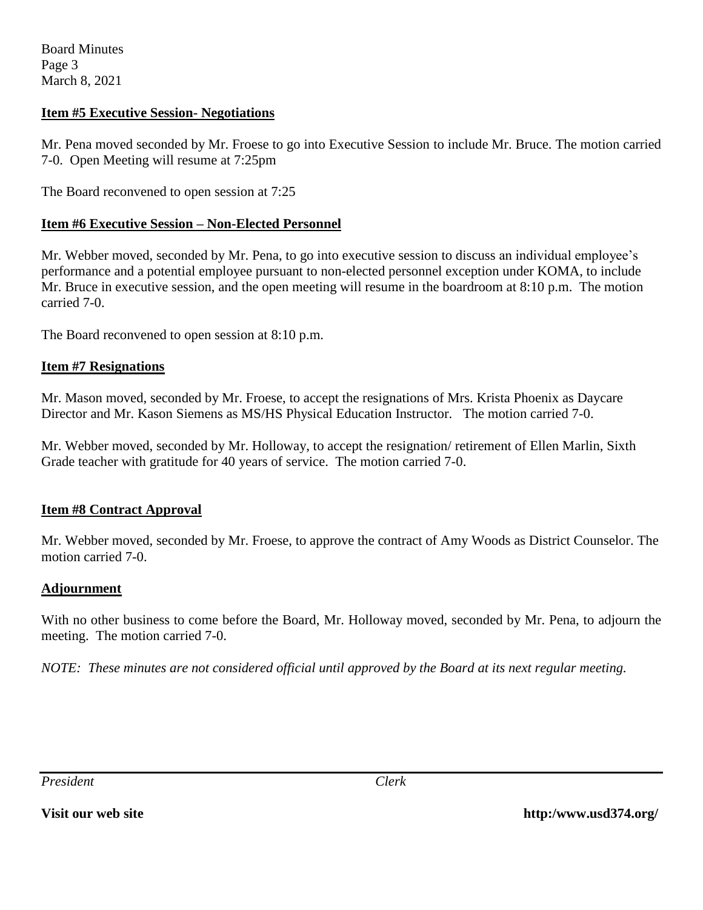## Item #5 Executive Session- Negotiations

Mr. Pena moved seconded by Mr. Froese to go into Executive Session to include Mr. Bruce. The motion carried 7-0. Open Meeting will resume at 7:25pm

The Board reconvened to open session at 7:25

## Item #6 Executive Session – Non-Elected Personnel

Mr. Webber moved, seconded by Mr. Pena, to go into executive session to discuss an individual employee's performance and a potential employee pursuant to non-elected personnel exception under KOMA, to include Mr. Bruce in executive session, and the open meeting will resume in the boardroom at 8:10 p.m. The motion carried 7-0.

The Board reconvened to open session at 8:10 p.m.

## Item #7 Resignations

Mr. Mason moved, seconded by Mr. Froese, to accept the resignations of Mrs. Krista Phoenix as Daycare Director and Mr. Kason Siemens as MS/HS Physical Education Instructor. The motion carried 7-0.

Mr. Webber moved, seconded by Mr. Holloway, to accept the resignation/ retirement of Ellen Marlin, Sixth Grade teacher with gratitude for 40 years of service. The motion carried 7-0.

## Item #8 Contract Approval

Mr. Webber moved, seconded by Mr. Froese, to approve the contract of Amy Woods as District Counselor. The motion carried 7-0.

## Adjournment

With no other business to come before the Board, Mr. Holloway moved, seconded by Mr. Pena, to adjourn the meeting. The motion carried 7-0.

*NOTE: These minutes are not considered official until approved by the Board at its next regular meeting.*

*President* *Clerk*

**Visit our web site** **http:/www.usd374.org/**